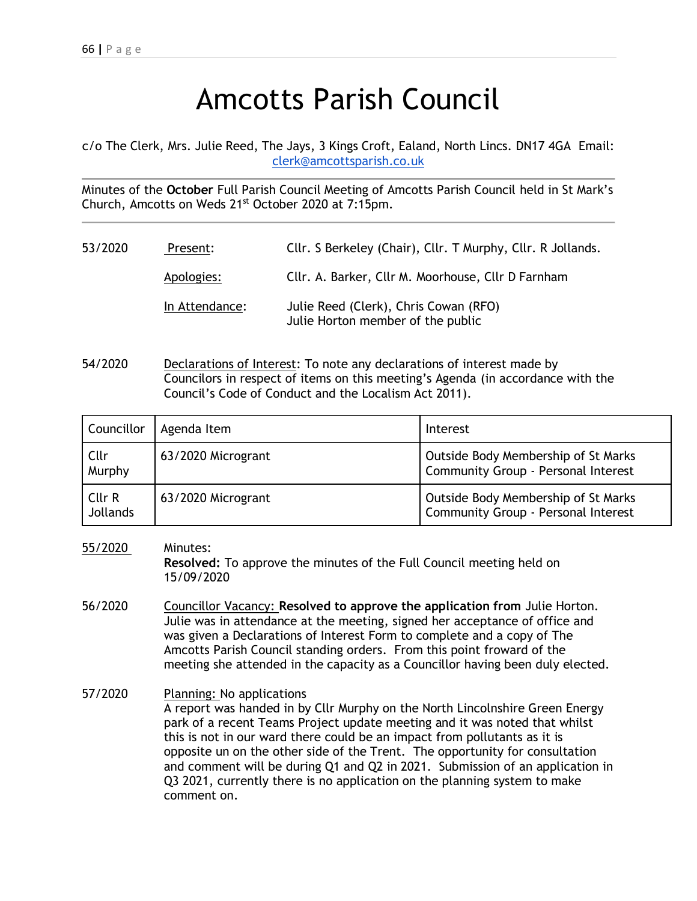# Amcotts Parish Council

c/o The Clerk, Mrs. Julie Reed, The Jays, 3 Kings Croft, Ealand, North Lincs. DN17 4GA Email: clerk@amcottsparish.co.uk

---

Minutes of the **October** Full Parish Council Meeting of Amcotts Parish Council held in St Mark's Church, Amcotts on Weds 21st October 2020 at 7:15pm.

---

53/2020 Present: Cllr. S Berkeley (Chair), Cllr. T Murphy, Cllr. R Jollands.

Apologies: Cllr. A. Barker, Cllr M. Moorhouse, Cllr D Farnham

In Attendance: Julie Reed (Clerk), Chris Cowan (RFO)
Julie Horton member of the public

54/2020 Declarations of Interest: To note any declarations of interest made by Councilors in respect of items on this meeting's Agenda (in accordance with the Council's Code of Conduct and the Localism Act 2011).

| Councillor | Agenda Item | Interest |
|---|---|---|
| Cllr Murphy | 63/2020 Microgrant | Outside Body Membership of St Marks Community Group - Personal Interest |
| Cllr R Jollands | 63/2020 Microgrant | Outside Body Membership of St Marks Community Group - Personal Interest |

55/2020 Minutes:
**Resolved:** To approve the minutes of the Full Council meeting held on 15/09/2020

56/2020 Councillor Vacancy: **Resolved to approve the application from** Julie Horton. Julie was in attendance at the meeting, signed her acceptance of office and was given a Declarations of Interest Form to complete and a copy of The Amcotts Parish Council standing orders. From this point froward of the meeting she attended in the capacity as a Councillor having been duly elected.

57/2020 Planning: No applications
A report was handed in by Cllr Murphy on the North Lincolnshire Green Energy park of a recent Teams Project update meeting and it was noted that whilst this is not in our ward there could be an impact from pollutants as it is opposite un on the other side of the Trent. The opportunity for consultation and comment will be during Q1 and Q2 in 2021. Submission of an application in Q3 2021, currently there is no application on the planning system to make comment on.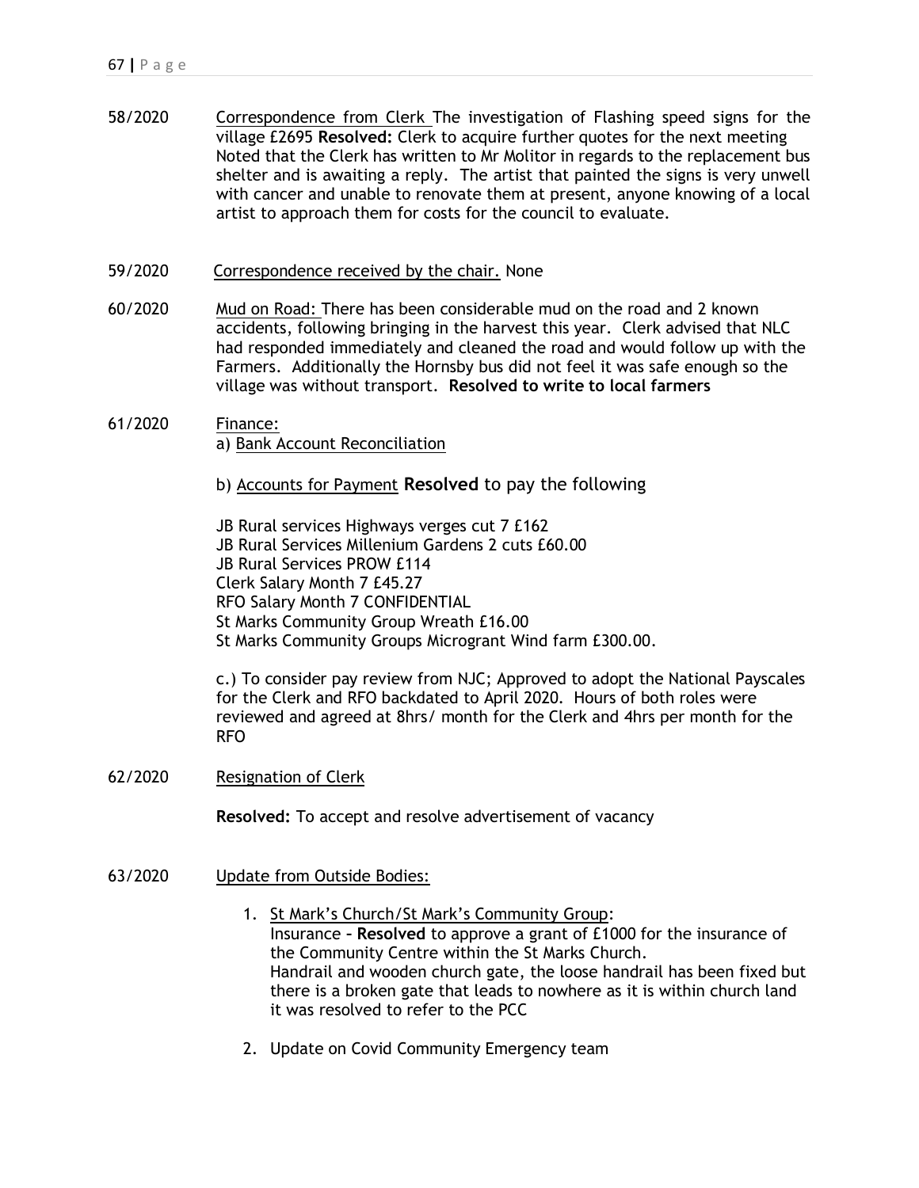58/2020 Correspondence from Clerk The investigation of Flashing speed signs for the village £2695 **Resolved:** Clerk to acquire further quotes for the next meeting Noted that the Clerk has written to Mr Molitor in regards to the replacement bus shelter and is awaiting a reply. The artist that painted the signs is very unwell with cancer and unable to renovate them at present, anyone knowing of a local artist to approach them for costs for the council to evaluate.

59/2020 Correspondence received by the chair. None

60/2020 Mud on Road: There has been considerable mud on the road and 2 known accidents, following bringing in the harvest this year. Clerk advised that NLC had responded immediately and cleaned the road and would follow up with the Farmers. Additionally the Hornsby bus did not feel it was safe enough so the village was without transport. **Resolved to write to local farmers**

61/2020 Finance:

a) Bank Account Reconciliation

b) Accounts for Payment **Resolved** to pay the following

JB Rural services Highways verges cut 7 £162
JB Rural Services Millenium Gardens 2 cuts £60.00
JB Rural Services PROW £114
Clerk Salary Month 7 £45.27
RFO Salary Month 7 CONFIDENTIAL
St Marks Community Group Wreath £16.00
St Marks Community Groups Microgrant Wind farm £300.00.

c.) To consider pay review from NJC; Approved to adopt the National Payscales for the Clerk and RFO backdated to April 2020. Hours of both roles were reviewed and agreed at 8hrs/ month for the Clerk and 4hrs per month for the RFO

62/2020 Resignation of Clerk

**Resolved:** To accept and resolve advertisement of vacancy

63/2020 Update from Outside Bodies:

1. St Mark's Church/St Mark's Community Group:
   Insurance – **Resolved** to approve a grant of £1000 for the insurance of the Community Centre within the St Marks Church.
   Handrail and wooden church gate, the loose handrail has been fixed but there is a broken gate that leads to nowhere as it is within church land it was resolved to refer to the PCC
2. Update on Covid Community Emergency team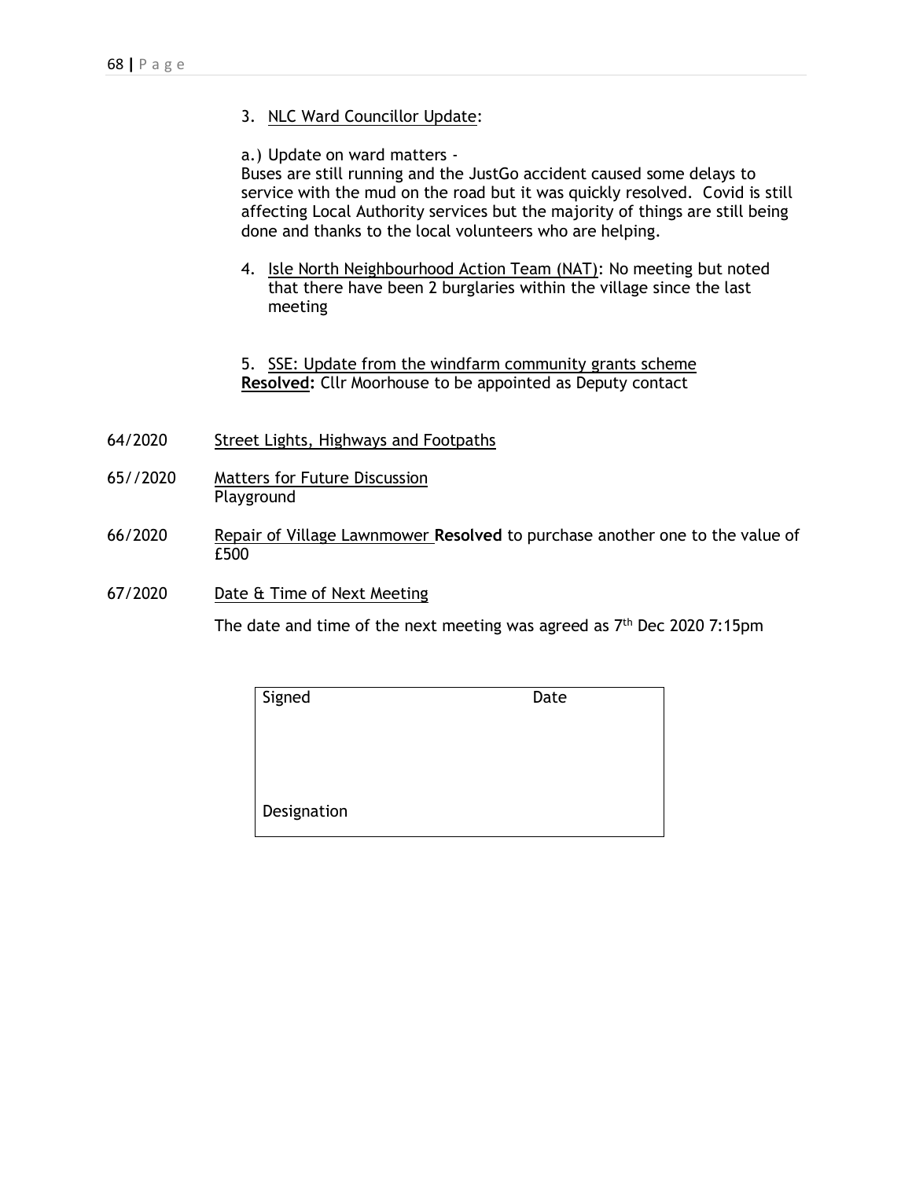3. NLC Ward Councillor Update:

a.) Update on ward matters -
Buses are still running and the JustGo accident caused some delays to service with the mud on the road but it was quickly resolved. Covid is still affecting Local Authority services but the majority of things are still being done and thanks to the local volunteers who are helping.

4. Isle North Neighbourhood Action Team (NAT): No meeting but noted that there have been 2 burglaries within the village since the last meeting

5. SSE: Update from the windfarm community grants scheme
**Resolved:** Cllr Moorhouse to be appointed as Deputy contact

64/2020 Street Lights, Highways and Footpaths

65//2020 Matters for Future Discussion
Playground

66/2020 Repair of Village Lawnmower **Resolved** to purchase another one to the value of £500

67/2020 Date & Time of Next Meeting

The date and time of the next meeting was agreed as 7th Dec 2020 7:15pm

| | |
|---|---|
| Signed | Date |
| Designation | |